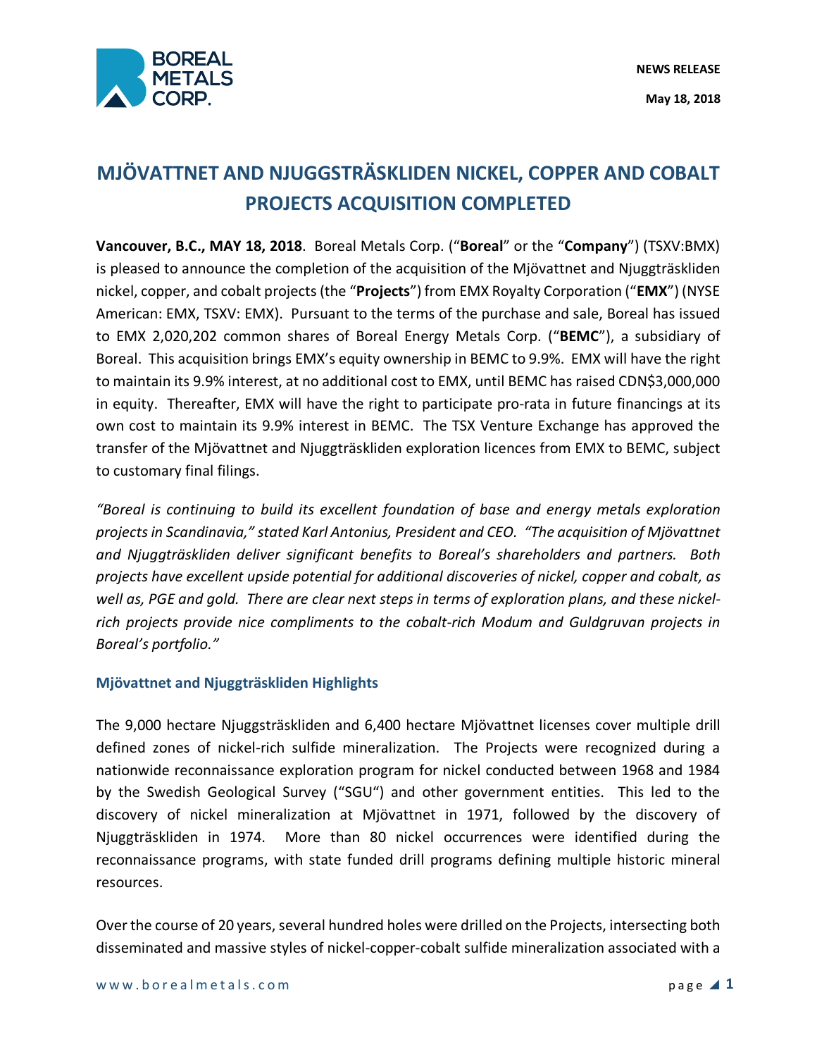BOREAL METALS CORP.

**NEWS RELEASE**

**May 18, 2018**

# MJÖVATTNET AND NJUGGSTRÄSKLIDEN NICKEL, COPPER AND COBALT PROJECTS ACQUISITION COMPLETED

**Vancouver, B.C., MAY 18, 2018**. Boreal Metals Corp. ("**Boreal**" or the "**Company**") (TSXV:BMX) is pleased to announce the completion of the acquisition of the Mjövattnet and Njuggträskliden nickel, copper, and cobalt projects (the "**Projects**") from EMX Royalty Corporation ("**EMX**") (NYSE American: EMX, TSXV: EMX). Pursuant to the terms of the purchase and sale, Boreal has issued to EMX 2,020,202 common shares of Boreal Energy Metals Corp. ("**BEMC**"), a subsidiary of Boreal. This acquisition brings EMX's equity ownership in BEMC to 9.9%. EMX will have the right to maintain its 9.9% interest, at no additional cost to EMX, until BEMC has raised CDN$3,000,000 in equity. Thereafter, EMX will have the right to participate pro-rata in future financings at its own cost to maintain its 9.9% interest in BEMC. The TSX Venture Exchange has approved the transfer of the Mjövattnet and Njuggträskliden exploration licences from EMX to BEMC, subject to customary final filings.

*"Boreal is continuing to build its excellent foundation of base and energy metals exploration projects in Scandinavia," stated Karl Antonius, President and CEO. "The acquisition of Mjövattnet and Njuggträskliden deliver significant benefits to Boreal's shareholders and partners. Both projects have excellent upside potential for additional discoveries of nickel, copper and cobalt, as well as, PGE and gold. There are clear next steps in terms of exploration plans, and these nickel-rich projects provide nice compliments to the cobalt-rich Modum and Guldgruvan projects in Boreal's portfolio."*

## Mjövattnet and Njuggträskliden Highlights

The 9,000 hectare Njuggsträskliden and 6,400 hectare Mjövattnet licenses cover multiple drill defined zones of nickel-rich sulfide mineralization. The Projects were recognized during a nationwide reconnaissance exploration program for nickel conducted between 1968 and 1984 by the Swedish Geological Survey ("SGU") and other government entities. This led to the discovery of nickel mineralization at Mjövattnet in 1971, followed by the discovery of Njuggträskliden in 1974. More than 80 nickel occurrences were identified during the reconnaissance programs, with state funded drill programs defining multiple historic mineral resources.

Over the course of 20 years, several hundred holes were drilled on the Projects, intersecting both disseminated and massive styles of nickel-copper-cobalt sulfide mineralization associated with a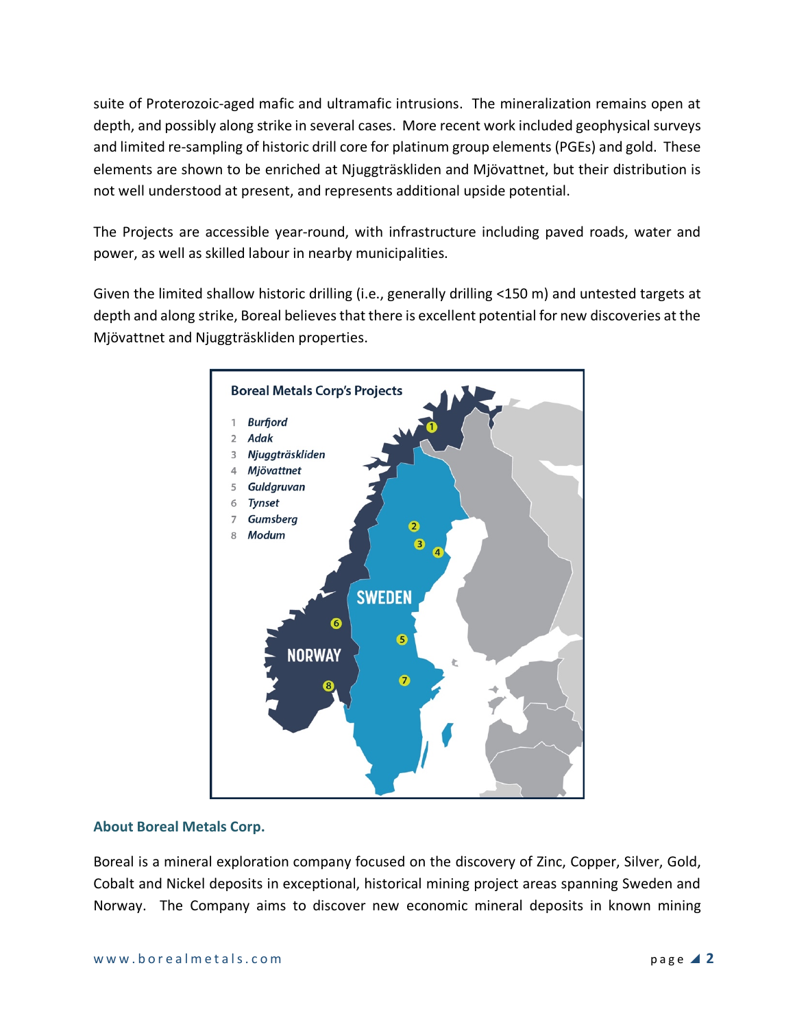suite of Proterozoic-aged mafic and ultramafic intrusions. The mineralization remains open at depth, and possibly along strike in several cases. More recent work included geophysical surveys and limited re-sampling of historic drill core for platinum group elements (PGEs) and gold. These elements are shown to be enriched at Njuggträskliden and Mjövattnet, but their distribution is not well understood at present, and represents additional upside potential.

The Projects are accessible year-round, with infrastructure including paved roads, water and power, as well as skilled labour in nearby municipalities.

Given the limited shallow historic drilling (i.e., generally drilling <150 m) and untested targets at depth and along strike, Boreal believes that there is excellent potential for new discoveries at the Mjövattnet and Njuggträskliden properties.

**Boreal Metals Corp's Projects**

1. *Burfjord*
2. *Adak*
3. *Njuggträskliden*
4. *Mjövattnet*
5. *Guldgruvan*
6. *Tynset*
7. *Gumsberg*
8. *Modum*

SWEDEN

NORWAY

## About Boreal Metals Corp.

Boreal is a mineral exploration company focused on the discovery of Zinc, Copper, Silver, Gold, Cobalt and Nickel deposits in exceptional, historical mining project areas spanning Sweden and Norway. The Company aims to discover new economic mineral deposits in known mining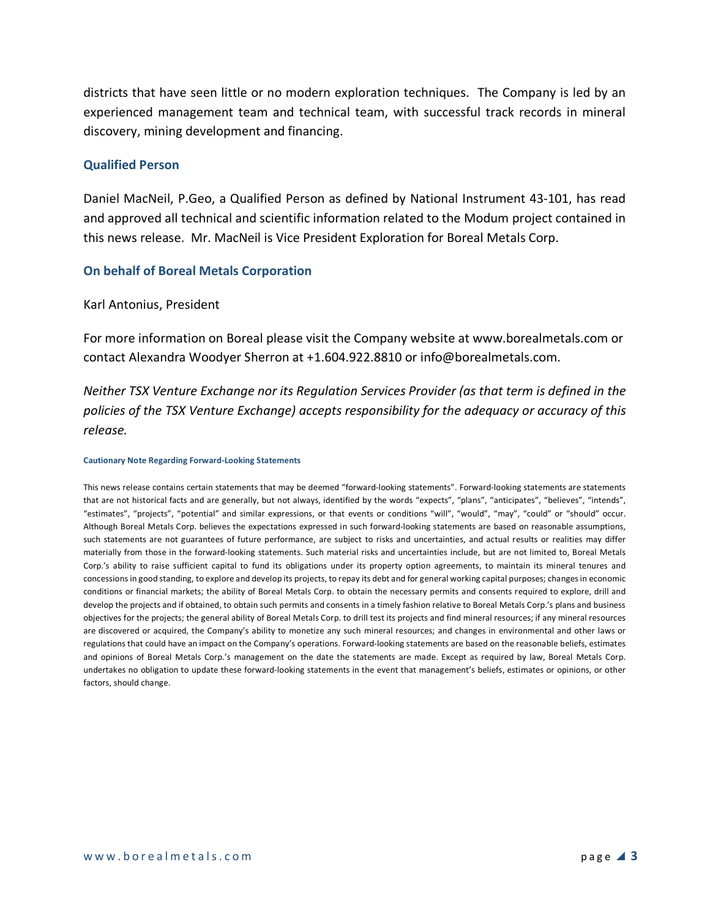districts that have seen little or no modern exploration techniques. The Company is led by an experienced management team and technical team, with successful track records in mineral discovery, mining development and financing.

### Qualified Person

Daniel MacNeil, P.Geo, a Qualified Person as defined by National Instrument 43-101, has read and approved all technical and scientific information related to the Modum project contained in this news release. Mr. MacNeil is Vice President Exploration for Boreal Metals Corp.

### On behalf of Boreal Metals Corporation

Karl Antonius, President

For more information on Boreal please visit the Company website at www.borealmetals.com or contact Alexandra Woodyer Sherron at +1.604.922.8810 or info@borealmetals.com.

*Neither TSX Venture Exchange nor its Regulation Services Provider (as that term is defined in the policies of the TSX Venture Exchange) accepts responsibility for the adequacy or accuracy of this release.*

#### Cautionary Note Regarding Forward-Looking Statements

This news release contains certain statements that may be deemed "forward-looking statements". Forward-looking statements are statements that are not historical facts and are generally, but not always, identified by the words "expects", "plans", "anticipates", "believes", "intends", "estimates", "projects", "potential" and similar expressions, or that events or conditions "will", "would", "may", "could" or "should" occur. Although Boreal Metals Corp. believes the expectations expressed in such forward-looking statements are based on reasonable assumptions, such statements are not guarantees of future performance, are subject to risks and uncertainties, and actual results or realities may differ materially from those in the forward-looking statements. Such material risks and uncertainties include, but are not limited to, Boreal Metals Corp.'s ability to raise sufficient capital to fund its obligations under its property option agreements, to maintain its mineral tenures and concessions in good standing, to explore and develop its projects, to repay its debt and for general working capital purposes; changes in economic conditions or financial markets; the ability of Boreal Metals Corp. to obtain the necessary permits and consents required to explore, drill and develop the projects and if obtained, to obtain such permits and consents in a timely fashion relative to Boreal Metals Corp.'s plans and business objectives for the projects; the general ability of Boreal Metals Corp. to drill test its projects and find mineral resources; if any mineral resources are discovered or acquired, the Company's ability to monetize any such mineral resources; and changes in environmental and other laws or regulations that could have an impact on the Company's operations. Forward-looking statements are based on the reasonable beliefs, estimates and opinions of Boreal Metals Corp.'s management on the date the statements are made. Except as required by law, Boreal Metals Corp. undertakes no obligation to update these forward-looking statements in the event that management's beliefs, estimates or opinions, or other factors, should change.